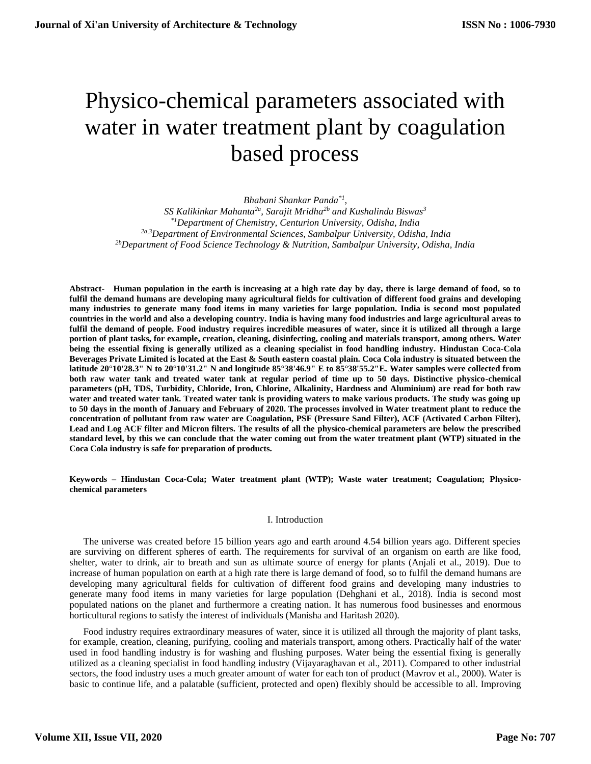# Physico-chemical parameters associated with water in water treatment plant by coagulation based process

*Bhabani Shankar Panda[*1],*
*SS Kalikinkar Mahanta[2a], Sarajit Mridha[2b] and Kushalindu Biswas[3]*
*[*1]Department of Chemistry, Centurion University, Odisha, India*
*[2a,3]Department of Environmental Sciences, Sambalpur University, Odisha, India*
*[2b]Department of Food Science Technology & Nutrition, Sambalpur University, Odisha, India*

**Abstract- Human population in the earth is increasing at a high rate day by day, there is large demand of food, so to fulfil the demand humans are developing many agricultural fields for cultivation of different food grains and developing many industries to generate many food items in many varieties for large population. India is second most populated countries in the world and also a developing country. India is having many food industries and large agricultural areas to fulfil the demand of people. Food industry requires incredible measures of water, since it is utilized all through a large portion of plant tasks, for example, creation, cleaning, disinfecting, cooling and materials transport, among others. Water being the essential fixing is generally utilized as a cleaning specialist in food handling industry. Hindustan Coca-Cola Beverages Private Limited is located at the East & South eastern coastal plain. Coca Cola industry is situated between the latitude 20°10'28.3" N to 20°10'31.2" N and longitude 85°38'46.9" E to 85°38'55.2"E. Water samples were collected from both raw water tank and treated water tank at regular period of time up to 50 days. Distinctive physico-chemical parameters (pH, TDS, Turbidity, Chloride, Iron, Chlorine, Alkalinity, Hardness and Aluminium) are read for both raw water and treated water tank. Treated water tank is providing waters to make various products. The study was going up to 50 days in the month of January and February of 2020. The processes involved in Water treatment plant to reduce the concentration of pollutant from raw water are Coagulation, PSF (Pressure Sand Filter), ACF (Activated Carbon Filter), Lead and Log ACF filter and Micron filters. The results of all the physico-chemical parameters are below the prescribed standard level, by this we can conclude that the water coming out from the water treatment plant (WTP) situated in the Coca Cola industry is safe for preparation of products.**

**Keywords – Hindustan Coca-Cola; Water treatment plant (WTP); Waste water treatment; Coagulation; Physico-chemical parameters**

## I. Introduction

The universe was created before 15 billion years ago and earth around 4.54 billion years ago. Different species are surviving on different spheres of earth. The requirements for survival of an organism on earth are like food, shelter, water to drink, air to breath and sun as ultimate source of energy for plants (Anjali et al., 2019). Due to increase of human population on earth at a high rate there is large demand of food, so to fulfil the demand humans are developing many agricultural fields for cultivation of different food grains and developing many industries to generate many food items in many varieties for large population (Dehghani et al., 2018). India is second most populated nations on the planet and furthermore a creating nation. It has numerous food businesses and enormous horticultural regions to satisfy the interest of individuals (Manisha and Haritash 2020).

Food industry requires extraordinary measures of water, since it is utilized all through the majority of plant tasks, for example, creation, cleaning, purifying, cooling and materials transport, among others. Practically half of the water used in food handling industry is for washing and flushing purposes. Water being the essential fixing is generally utilized as a cleaning specialist in food handling industry (Vijayaraghavan et al., 2011). Compared to other industrial sectors, the food industry uses a much greater amount of water for each ton of product (Mavrov et al., 2000). Water is basic to continue life, and a palatable (sufficient, protected and open) flexibly should be accessible to all. Improving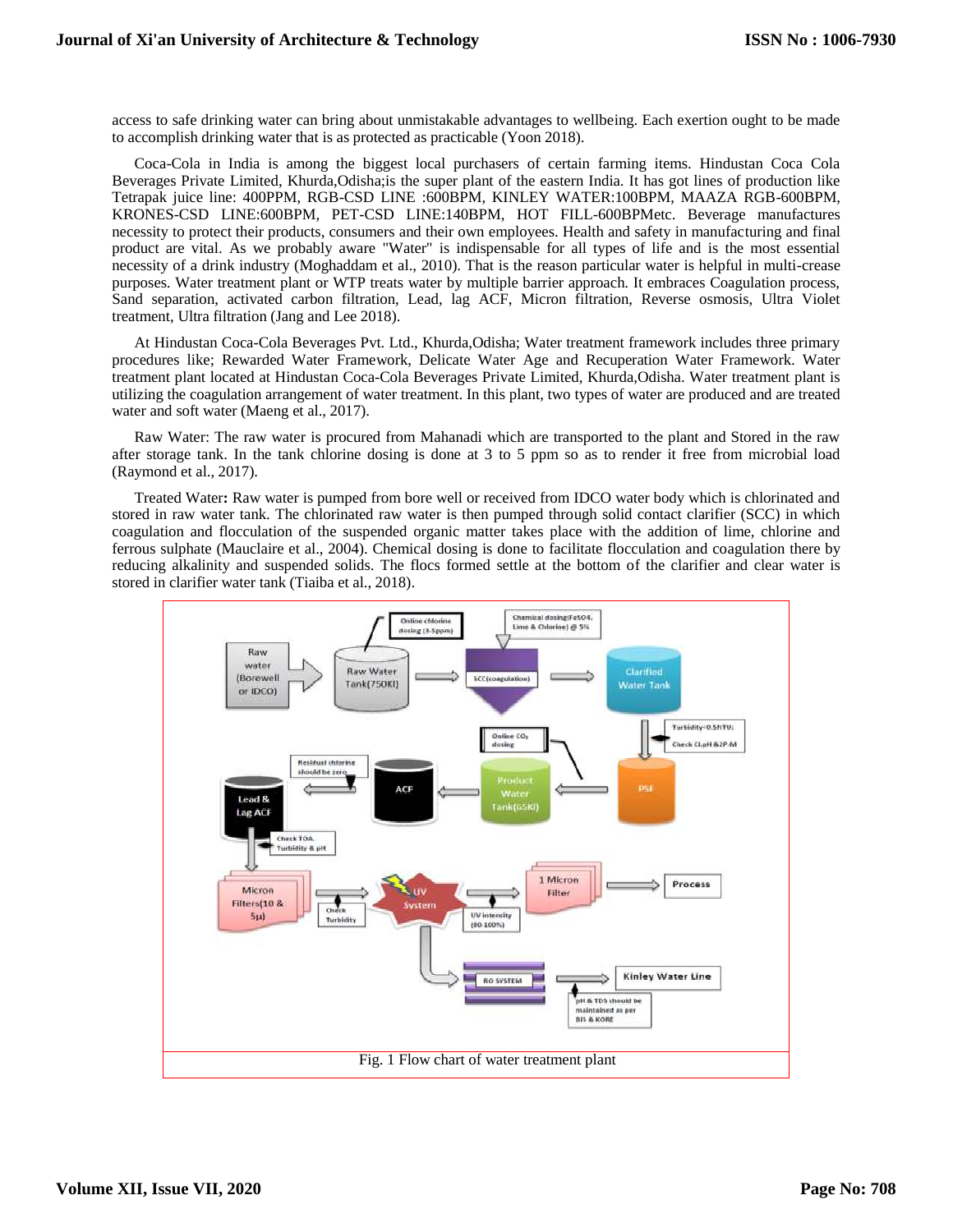access to safe drinking water can bring about unmistakable advantages to wellbeing. Each exertion ought to be made to accomplish drinking water that is as protected as practicable (Yoon 2018).

Coca-Cola in India is among the biggest local purchasers of certain farming items. Hindustan Coca Cola Beverages Private Limited, Khurda,Odisha;is the super plant of the eastern India. It has got lines of production like Tetrapak juice line: 400PPM, RGB-CSD LINE :600BPM, KINLEY WATER:100BPM, MAAZA RGB-600BPM, KRONES-CSD LINE:600BPM, PET-CSD LINE:140BPM, HOT FILL-600BPMetc. Beverage manufactures necessity to protect their products, consumers and their own employees. Health and safety in manufacturing and final product are vital. As we probably aware "Water" is indispensable for all types of life and is the most essential necessity of a drink industry (Moghaddam et al., 2010). That is the reason particular water is helpful in multi-crease purposes. Water treatment plant or WTP treats water by multiple barrier approach. It embraces Coagulation process, Sand separation, activated carbon filtration, Lead, lag ACF, Micron filtration, Reverse osmosis, Ultra Violet treatment, Ultra filtration (Jang and Lee 2018).

At Hindustan Coca-Cola Beverages Pvt. Ltd., Khurda,Odisha; Water treatment framework includes three primary procedures like; Rewarded Water Framework, Delicate Water Age and Recuperation Water Framework. Water treatment plant located at Hindustan Coca-Cola Beverages Private Limited, Khurda,Odisha. Water treatment plant is utilizing the coagulation arrangement of water treatment. In this plant, two types of water are produced and are treated water and soft water (Maeng et al., 2017).

Raw Water: The raw water is procured from Mahanadi which are transported to the plant and Stored in the raw after storage tank. In the tank chlorine dosing is done at 3 to 5 ppm so as to render it free from microbial load (Raymond et al., 2017).

Treated Water**:** Raw water is pumped from bore well or received from IDCO water body which is chlorinated and stored in raw water tank. The chlorinated raw water is then pumped through solid contact clarifier (SCC) in which coagulation and flocculation of the suspended organic matter takes place with the addition of lime, chlorine and ferrous sulphate (Mauclaire et al., 2004). Chemical dosing is done to facilitate flocculation and coagulation there by reducing alkalinity and suspended solids. The flocs formed settle at the bottom of the clarifier and clear water is stored in clarifier water tank (Tiaiba et al., 2018).

Fig. 1 Flow chart of water treatment plant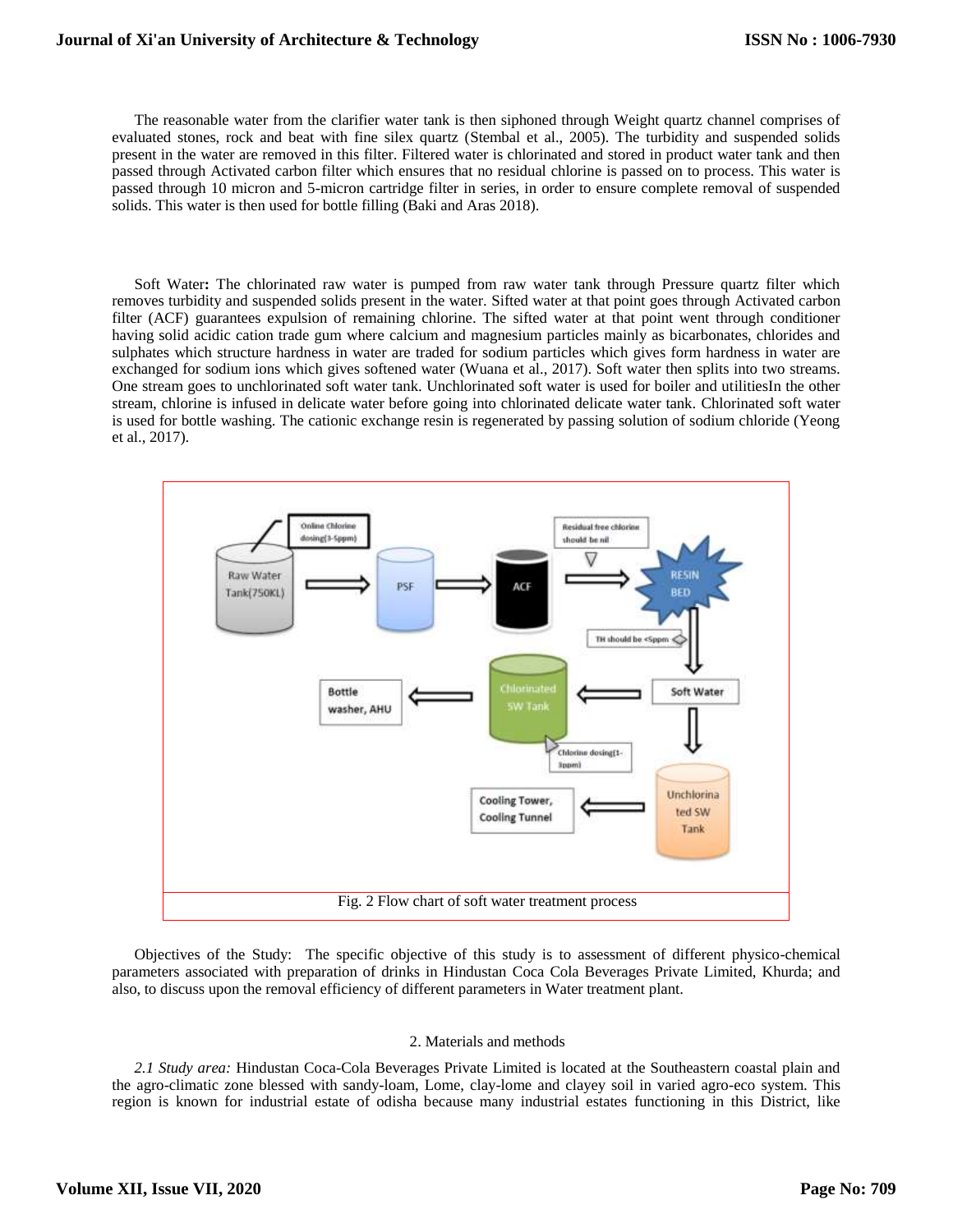The reasonable water from the clarifier water tank is then siphoned through Weight quartz channel comprises of evaluated stones, rock and beat with fine silex quartz (Stembal et al., 2005). The turbidity and suspended solids present in the water are removed in this filter. Filtered water is chlorinated and stored in product water tank and then passed through Activated carbon filter which ensures that no residual chlorine is passed on to process. This water is passed through 10 micron and 5-micron cartridge filter in series, in order to ensure complete removal of suspended solids. This water is then used for bottle filling (Baki and Aras 2018).

Soft Water**:** The chlorinated raw water is pumped from raw water tank through Pressure quartz filter which removes turbidity and suspended solids present in the water. Sifted water at that point goes through Activated carbon filter (ACF) guarantees expulsion of remaining chlorine. The sifted water at that point went through conditioner having solid acidic cation trade gum where calcium and magnesium particles mainly as bicarbonates, chlorides and sulphates which structure hardness in water are traded for sodium particles which gives form hardness in water are exchanged for sodium ions which gives softened water (Wuana et al., 2017). Soft water then splits into two streams. One stream goes to unchlorinated soft water tank. Unchlorinated soft water is used for boiler and utilitiesIn the other stream, chlorine is infused in delicate water before going into chlorinated delicate water tank. Chlorinated soft water is used for bottle washing. The cationic exchange resin is regenerated by passing solution of sodium chloride (Yeong et al., 2017).

Fig. 2 Flow chart of soft water treatment process

Objectives of the Study: The specific objective of this study is to assessment of different physico-chemical parameters associated with preparation of drinks in Hindustan Coca Cola Beverages Private Limited, Khurda; and also, to discuss upon the removal efficiency of different parameters in Water treatment plant.

## 2. Materials and methods

*2.1 Study area:* Hindustan Coca-Cola Beverages Private Limited is located at the Southeastern coastal plain and the agro-climatic zone blessed with sandy-loam, Lome, clay-lome and clayey soil in varied agro-eco system. This region is known for industrial estate of odisha because many industrial estates functioning in this District, like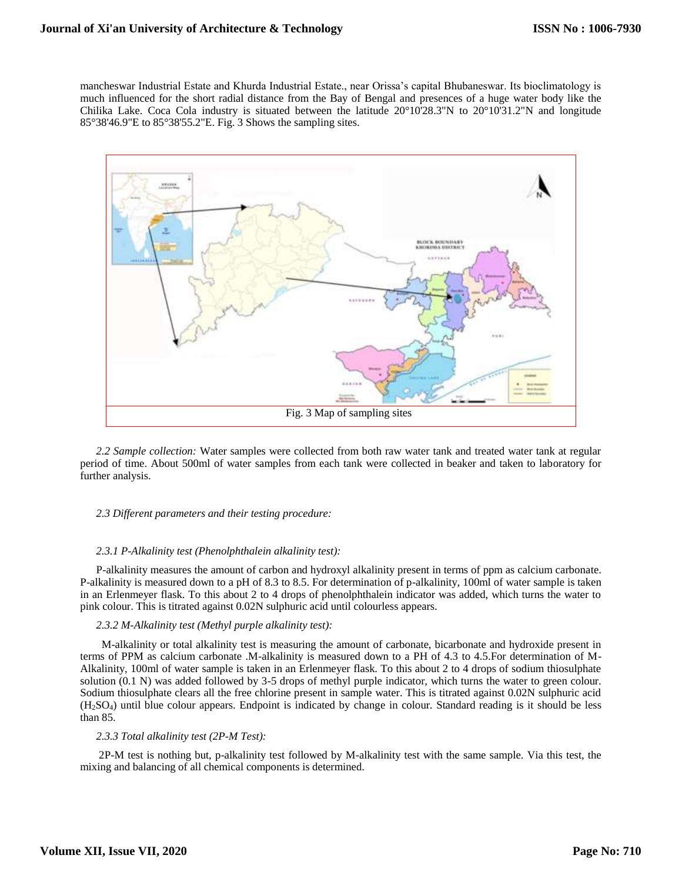mancheswar Industrial Estate and Khurda Industrial Estate., near Orissa's capital Bhubaneswar. Its bioclimatology is much influenced for the short radial distance from the Bay of Bengal and presences of a huge water body like the Chilika Lake. Coca Cola industry is situated between the latitude 20°10'28.3"N to 20°10'31.2"N and longitude 85°38'46.9"E to 85°38'55.2"E. Fig. 3 Shows the sampling sites.

Fig. 3 Map of sampling sites

*2.2 Sample collection:* Water samples were collected from both raw water tank and treated water tank at regular period of time. About 500ml of water samples from each tank were collected in beaker and taken to laboratory for further analysis.

*2.3 Different parameters and their testing procedure:*

*2.3.1 P-Alkalinity test (Phenolphthalein alkalinity test):*

P-alkalinity measures the amount of carbon and hydroxyl alkalinity present in terms of ppm as calcium carbonate. P-alkalinity is measured down to a pH of 8.3 to 8.5. For determination of p-alkalinity, 100ml of water sample is taken in an Erlenmeyer flask. To this about 2 to 4 drops of phenolphthalein indicator was added, which turns the water to pink colour. This is titrated against 0.02N sulphuric acid until colourless appears.

*2.3.2 M-Alkalinity test (Methyl purple alkalinity test):*

M-alkalinity or total alkalinity test is measuring the amount of carbonate, bicarbonate and hydroxide present in terms of PPM as calcium carbonate .M-alkalinity is measured down to a PH of 4.3 to 4.5.For determination of M-Alkalinity, 100ml of water sample is taken in an Erlenmeyer flask. To this about 2 to 4 drops of sodium thiosulphate solution (0.1 N) was added followed by 3-5 drops of methyl purple indicator, which turns the water to green colour. Sodium thiosulphate clears all the free chlorine present in sample water. This is titrated against 0.02N sulphuric acid ($H_2SO_4$) until blue colour appears. Endpoint is indicated by change in colour. Standard reading is it should be less than 85.

*2.3.3 Total alkalinity test (2P-M Test):*

2P-M test is nothing but, p-alkalinity test followed by M-alkalinity test with the same sample. Via this test, the mixing and balancing of all chemical components is determined.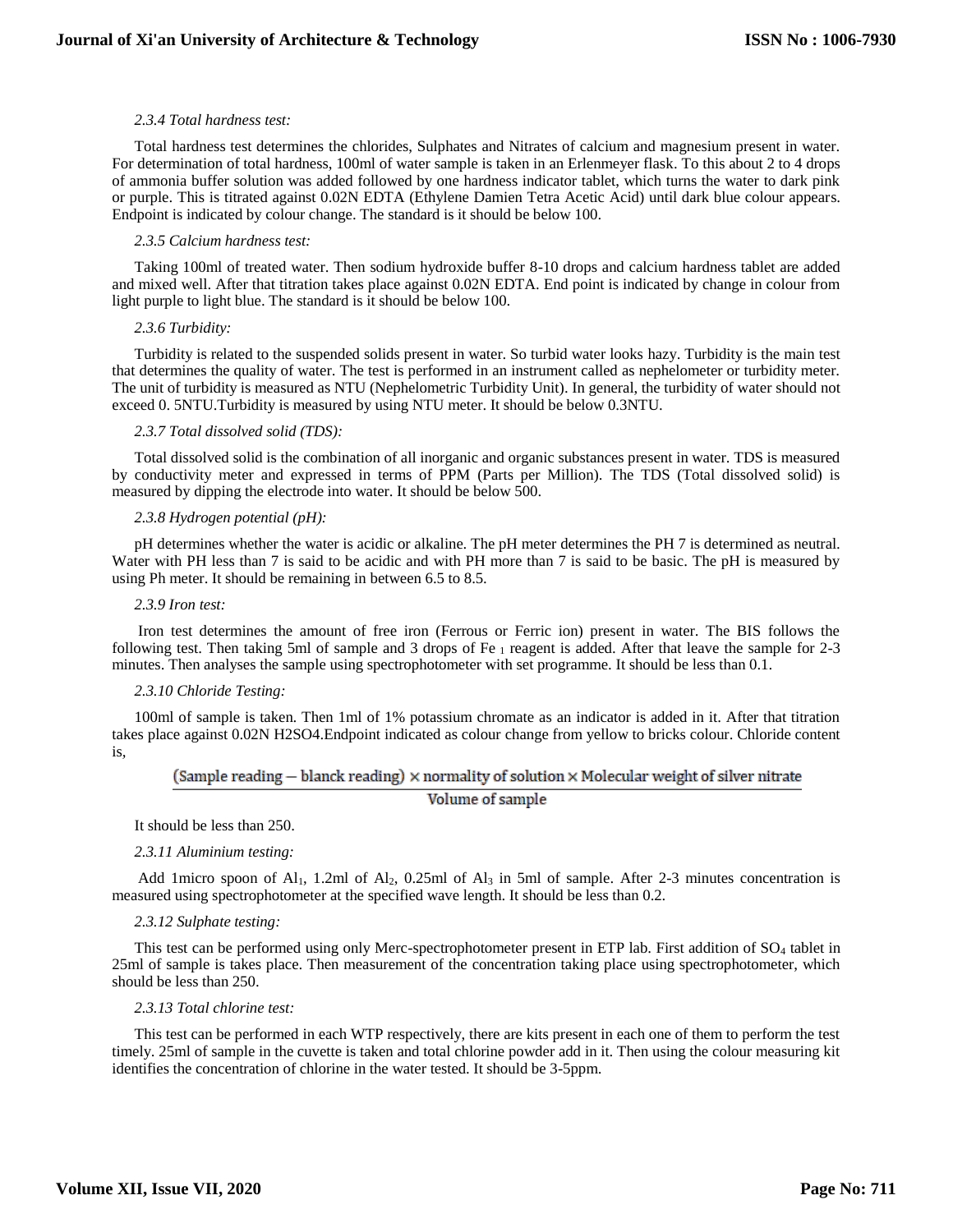*2.3.4 Total hardness test:*

Total hardness test determines the chlorides, Sulphates and Nitrates of calcium and magnesium present in water. For determination of total hardness, 100ml of water sample is taken in an Erlenmeyer flask. To this about 2 to 4 drops of ammonia buffer solution was added followed by one hardness indicator tablet, which turns the water to dark pink or purple. This is titrated against 0.02N EDTA (Ethylene Damien Tetra Acetic Acid) until dark blue colour appears. Endpoint is indicated by colour change. The standard is it should be below 100.

*2.3.5 Calcium hardness test:*

Taking 100ml of treated water. Then sodium hydroxide buffer 8-10 drops and calcium hardness tablet are added and mixed well. After that titration takes place against 0.02N EDTA. End point is indicated by change in colour from light purple to light blue. The standard is it should be below 100.

*2.3.6 Turbidity:*

Turbidity is related to the suspended solids present in water. So turbid water looks hazy. Turbidity is the main test that determines the quality of water. The test is performed in an instrument called as nephelometer or turbidity meter. The unit of turbidity is measured as NTU (Nephelometric Turbidity Unit). In general, the turbidity of water should not exceed 0. 5NTU.Turbidity is measured by using NTU meter. It should be below 0.3NTU.

*2.3.7 Total dissolved solid (TDS):*

Total dissolved solid is the combination of all inorganic and organic substances present in water. TDS is measured by conductivity meter and expressed in terms of PPM (Parts per Million). The TDS (Total dissolved solid) is measured by dipping the electrode into water. It should be below 500.

*2.3.8 Hydrogen potential (pH):*

pH determines whether the water is acidic or alkaline. The pH meter determines the PH 7 is determined as neutral. Water with PH less than 7 is said to be acidic and with PH more than 7 is said to be basic. The pH is measured by using Ph meter. It should be remaining in between 6.5 to 8.5.

*2.3.9 Iron test:*

Iron test determines the amount of free iron (Ferrous or Ferric ion) present in water. The BIS follows the following test. Then taking 5ml of sample and 3 drops of $Fe_1$ reagent is added. After that leave the sample for 2-3 minutes. Then analyses the sample using spectrophotometer with set programme. It should be less than 0.1.

*2.3.10 Chloride Testing:*

100ml of sample is taken. Then 1ml of 1% potassium chromate as an indicator is added in it. After that titration takes place against 0.02N H2SO4.Endpoint indicated as colour change from yellow to bricks colour. Chloride content is,

$$\frac{(\text{Sample reading} - \text{blanck reading}) \times \text{normality of solution} \times \text{Molecular weight of silver nitrate}}{\text{Volume of sample}}$$

It should be less than 250.

*2.3.11 Aluminium testing:*

Add 1micro spoon of $Al_1$, 1.2ml of $Al_2$, 0.25ml of $Al_3$ in 5ml of sample. After 2-3 minutes concentration is measured using spectrophotometer at the specified wave length. It should be less than 0.2.

*2.3.12 Sulphate testing:*

This test can be performed using only Merc-spectrophotometer present in ETP lab. First addition of $SO_4$ tablet in 25ml of sample is takes place. Then measurement of the concentration taking place using spectrophotometer, which should be less than 250.

*2.3.13 Total chlorine test:*

This test can be performed in each WTP respectively, there are kits present in each one of them to perform the test timely. 25ml of sample in the cuvette is taken and total chlorine powder add in it. Then using the colour measuring kit identifies the concentration of chlorine in the water tested. It should be 3-5ppm.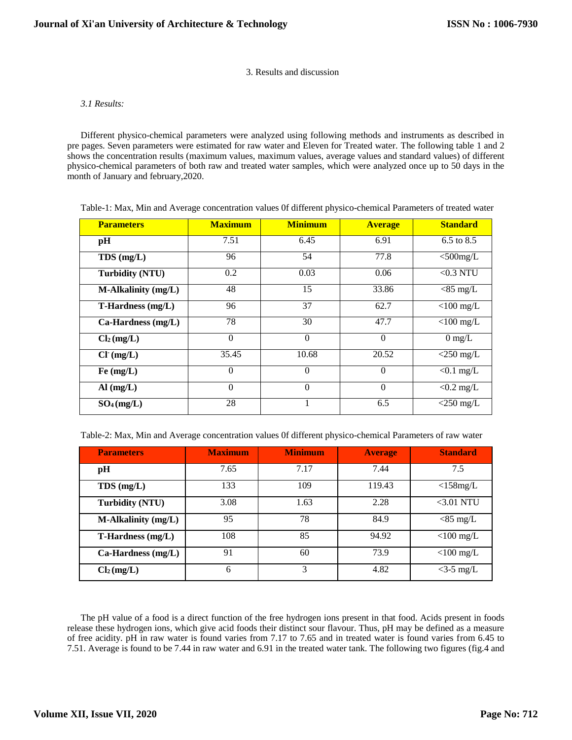## 3. Results and discussion

### *3.1 Results:*

Different physico-chemical parameters were analyzed using following methods and instruments as described in pre pages. Seven parameters were estimated for raw water and Eleven for Treated water. The following table 1 and 2 shows the concentration results (maximum values, maximum values, average values and standard values) of different physico-chemical parameters of both raw and treated water samples, which were analyzed once up to 50 days in the month of January and february,2020.

Table-1: Max, Min and Average concentration values 0f different physico-chemical Parameters of treated water

| Parameters | Maximum | Minimum | Average | Standard |
|---|---|---|---|---|
| **pH** | 7.51 | 6.45 | 6.91 | 6.5 to 8.5 |
| **TDS (mg/L)** | 96 | 54 | 77.8 | <500mg/L |
| **Turbidity (NTU)** | 0.2 | 0.03 | 0.06 | <0.3 NTU |
| **M-Alkalinity (mg/L)** | 48 | 15 | 33.86 | <85 mg/L |
| **T-Hardness (mg/L)** | 96 | 37 | 62.7 | <100 mg/L |
| **Ca-Hardness (mg/L)** | 78 | 30 | 47.7 | <100 mg/L |
| **$Cl_2$ (mg/L)** | 0 | 0 | 0 | 0 mg/L |
| **$Cl^-$ (mg/L)** | 35.45 | 10.68 | 20.52 | <250 mg/L |
| **Fe (mg/L)** | 0 | 0 | 0 | <0.1 mg/L |
| **Al (mg/L)** | 0 | 0 | 0 | <0.2 mg/L |
| **$SO_4$ (mg/L)** | 28 | 1 | 6.5 | <250 mg/L |

Table-2: Max, Min and Average concentration values 0f different physico-chemical Parameters of raw water

| Parameters | Maximum | Minimum | Average | Standard |
|---|---|---|---|---|
| **pH** | 7.65 | 7.17 | 7.44 | 7.5 |
| **TDS (mg/L)** | 133 | 109 | 119.43 | <158mg/L |
| **Turbidity (NTU)** | 3.08 | 1.63 | 2.28 | <3.01 NTU |
| **M-Alkalinity (mg/L)** | 95 | 78 | 84.9 | <85 mg/L |
| **T-Hardness (mg/L)** | 108 | 85 | 94.92 | <100 mg/L |
| **Ca-Hardness (mg/L)** | 91 | 60 | 73.9 | <100 mg/L |
| **$Cl_2$ (mg/L)** | 6 | 3 | 4.82 | <3-5 mg/L |

The pH value of a food is a direct function of the free hydrogen ions present in that food. Acids present in foods release these hydrogen ions, which give acid foods their distinct sour flavour. Thus, pH may be defined as a measure of free acidity. pH in raw water is found varies from 7.17 to 7.65 and in treated water is found varies from 6.45 to 7.51. Average is found to be 7.44 in raw water and 6.91 in the treated water tank. The following two figures (fig.4 and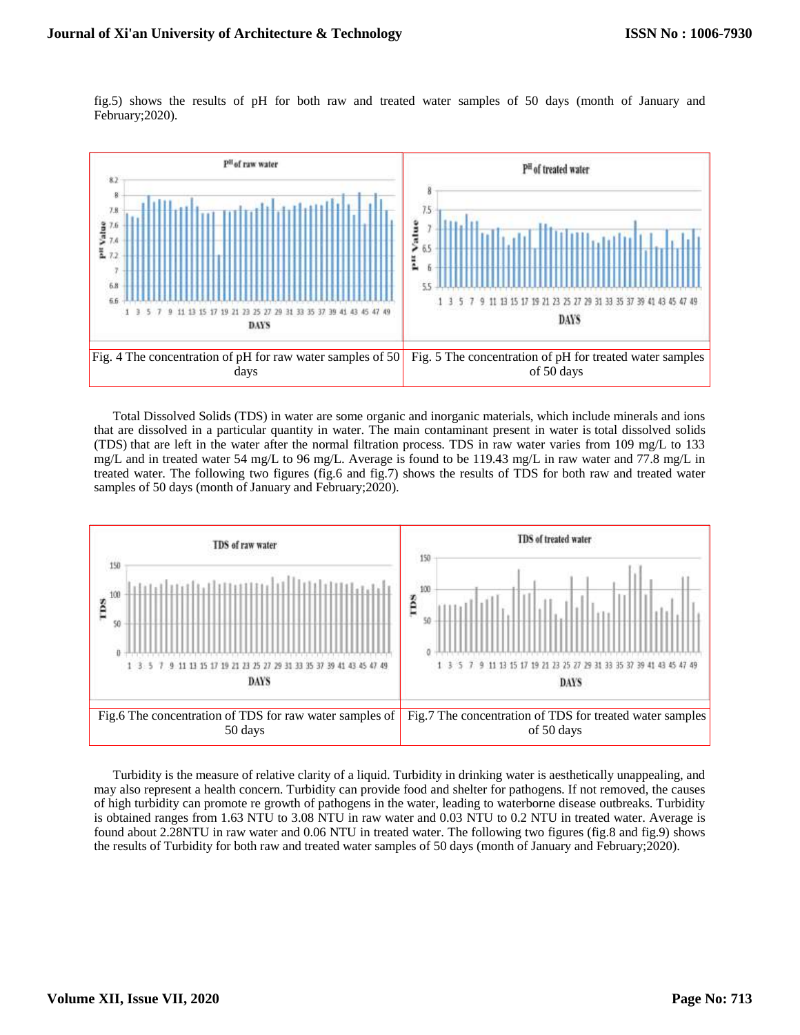fig.5) shows the results of pH for both raw and treated water samples of 50 days (month of January and February;2020).

| Fig. 4 The concentration of pH for raw water samples of 50 days | Fig. 5 The concentration of pH for treated water samples of 50 days |
|---|---|

Total Dissolved Solids (TDS) in water are some organic and inorganic materials, which include minerals and ions that are dissolved in a particular quantity in water. The main contaminant present in water is total dissolved solids (TDS) that are left in the water after the normal filtration process. TDS in raw water varies from 109 mg/L to 133 mg/L and in treated water 54 mg/L to 96 mg/L. Average is found to be 119.43 mg/L in raw water and 77.8 mg/L in treated water. The following two figures (fig.6 and fig.7) shows the results of TDS for both raw and treated water samples of 50 days (month of January and February;2020).

| Fig.6 The concentration of TDS for raw water samples of 50 days | Fig.7 The concentration of TDS for treated water samples of 50 days |
|---|---|

Turbidity is the measure of relative clarity of a liquid. Turbidity in drinking water is aesthetically unappealing, and may also represent a health concern. Turbidity can provide food and shelter for pathogens. If not removed, the causes of high turbidity can promote re growth of pathogens in the water, leading to waterborne disease outbreaks. Turbidity is obtained ranges from 1.63 NTU to 3.08 NTU in raw water and 0.03 NTU to 0.2 NTU in treated water. Average is found about 2.28NTU in raw water and 0.06 NTU in treated water. The following two figures (fig.8 and fig.9) shows the results of Turbidity for both raw and treated water samples of 50 days (month of January and February;2020).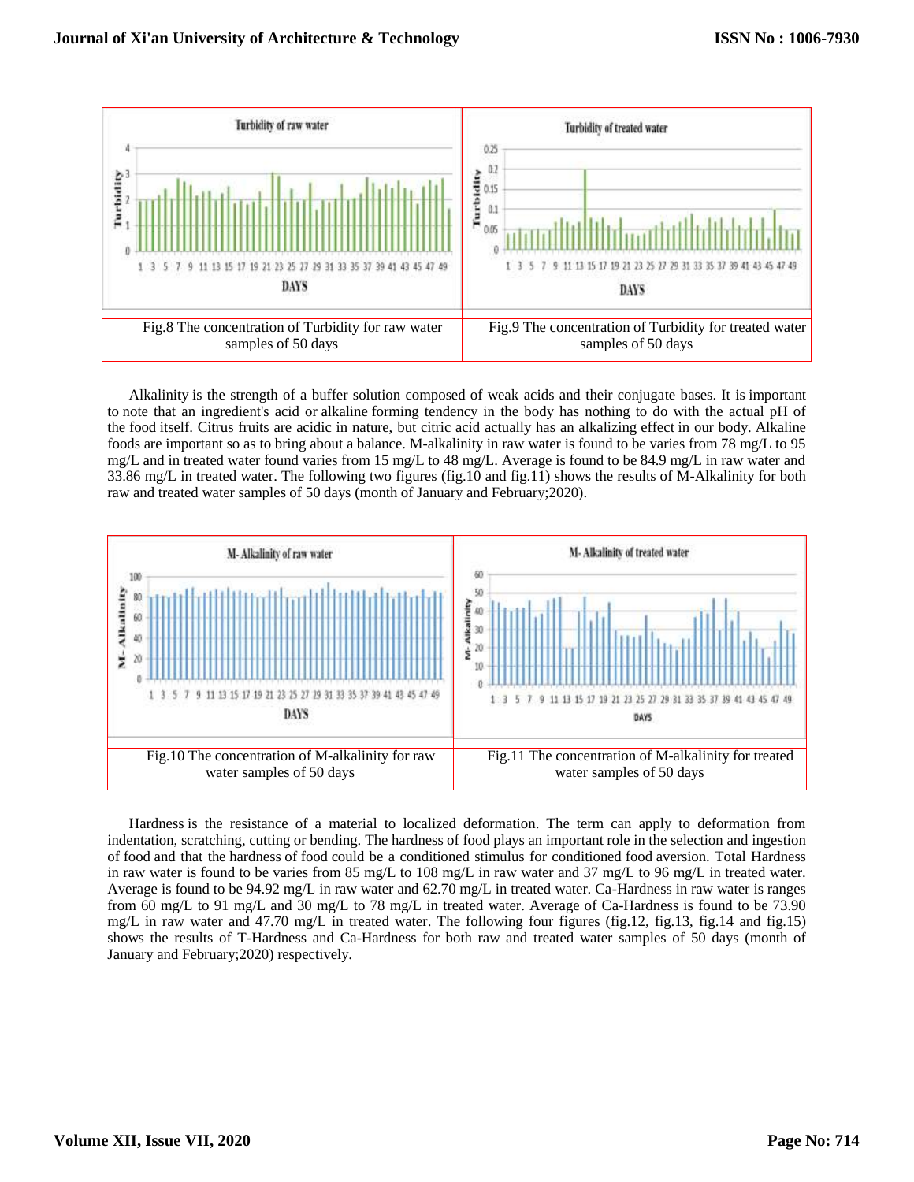Fig.8 The concentration of Turbidity for raw water samples of 50 days

Fig.9 The concentration of Turbidity for treated water samples of 50 days

Alkalinity is the strength of a buffer solution composed of weak acids and their conjugate bases. It is important to note that an ingredient's acid or alkaline forming tendency in the body has nothing to do with the actual pH of the food itself. Citrus fruits are acidic in nature, but citric acid actually has an alkalizing effect in our body. Alkaline foods are important so as to bring about a balance. M-alkalinity in raw water is found to be varies from 78 mg/L to 95 mg/L and in treated water found varies from 15 mg/L to 48 mg/L. Average is found to be 84.9 mg/L in raw water and 33.86 mg/L in treated water. The following two figures (fig.10 and fig.11) shows the results of M-Alkalinity for both raw and treated water samples of 50 days (month of January and February;2020).

Fig.10 The concentration of M-alkalinity for raw water samples of 50 days

Fig.11 The concentration of M-alkalinity for treated water samples of 50 days

Hardness is the resistance of a material to localized deformation. The term can apply to deformation from indentation, scratching, cutting or bending. The hardness of food plays an important role in the selection and ingestion of food and that the hardness of food could be a conditioned stimulus for conditioned food aversion. Total Hardness in raw water is found to be varies from 85 mg/L to 108 mg/L in raw water and 37 mg/L to 96 mg/L in treated water. Average is found to be 94.92 mg/L in raw water and 62.70 mg/L in treated water. Ca-Hardness in raw water is ranges from 60 mg/L to 91 mg/L and 30 mg/L to 78 mg/L in treated water. Average of Ca-Hardness is found to be 73.90 mg/L in raw water and 47.70 mg/L in treated water. The following four figures (fig.12, fig.13, fig.14 and fig.15) shows the results of T-Hardness and Ca-Hardness for both raw and treated water samples of 50 days (month of January and February;2020) respectively.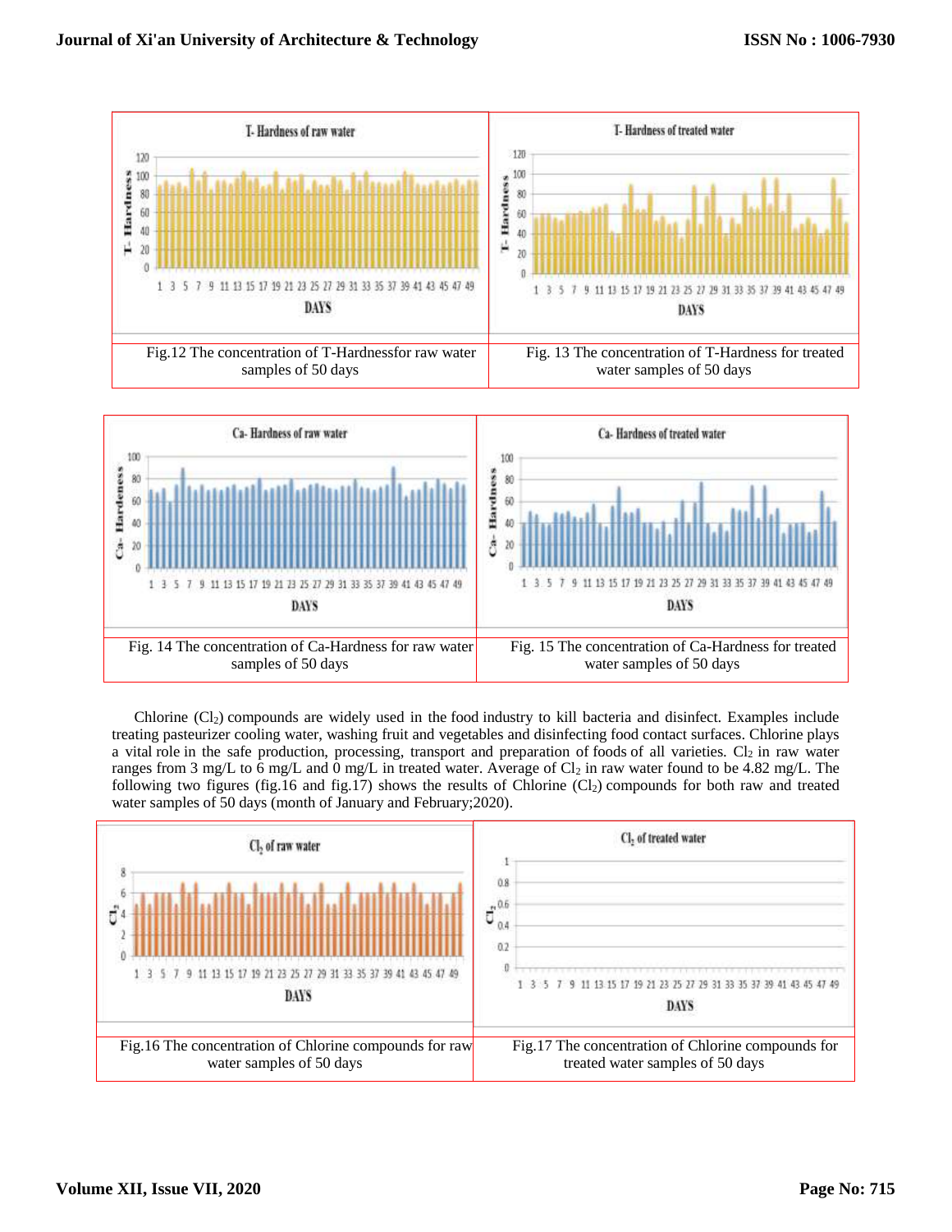Fig.12 The concentration of T-Hardnessfor raw water samples of 50 days

Fig. 13 The concentration of T-Hardness for treated water samples of 50 days

Fig. 14 The concentration of Ca-Hardness for raw water samples of 50 days

Fig. 15 The concentration of Ca-Hardness for treated water samples of 50 days

Chlorine ($Cl_2$) compounds are widely used in the food industry to kill bacteria and disinfect. Examples include treating pasteurizer cooling water, washing fruit and vegetables and disinfecting food contact surfaces. Chlorine plays a vital role in the safe production, processing, transport and preparation of foods of all varieties. $Cl_2$ in raw water ranges from 3 mg/L to 6 mg/L and 0 mg/L in treated water. Average of $Cl_2$ in raw water found to be 4.82 mg/L. The following two figures (fig.16 and fig.17) shows the results of Chlorine ($Cl_2$) compounds for both raw and treated water samples of 50 days (month of January and February;2020).

Fig.16 The concentration of Chlorine compounds for raw water samples of 50 days

Fig.17 The concentration of Chlorine compounds for treated water samples of 50 days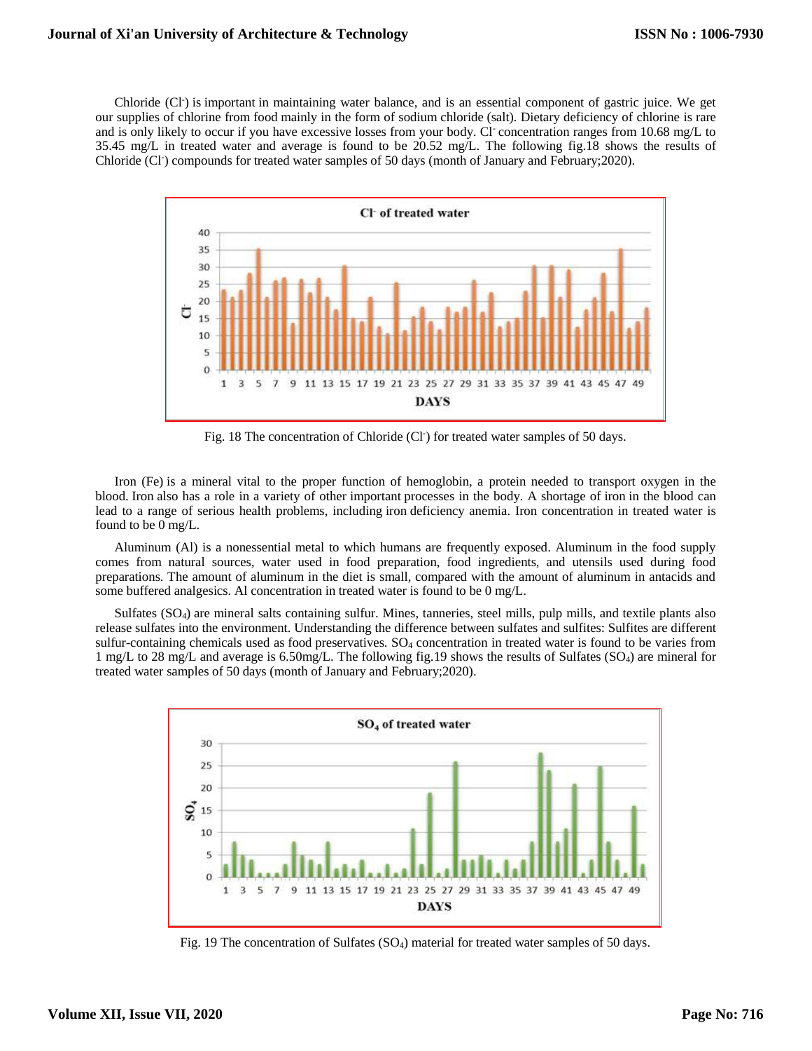Chloride ($Cl^-$) is important in maintaining water balance, and is an essential component of gastric juice. We get our supplies of chlorine from food mainly in the form of sodium chloride (salt). Dietary deficiency of chlorine is rare and is only likely to occur if you have excessive losses from your body. $Cl^-$ concentration ranges from 10.68 mg/L to 35.45 mg/L in treated water and average is found to be 20.52 mg/L. The following fig.18 shows the results of Chloride ($Cl^-$) compounds for treated water samples of 50 days (month of January and February;2020).

Fig. 18 The concentration of Chloride ($Cl^-$) for treated water samples of 50 days.

Iron (Fe) is a mineral vital to the proper function of hemoglobin, a protein needed to transport oxygen in the blood. Iron also has a role in a variety of other important processes in the body. A shortage of iron in the blood can lead to a range of serious health problems, including iron deficiency anemia. Iron concentration in treated water is found to be 0 mg/L.

Aluminum (Al) is a nonessential metal to which humans are frequently exposed. Aluminum in the food supply comes from natural sources, water used in food preparation, food ingredients, and utensils used during food preparations. The amount of aluminum in the diet is small, compared with the amount of aluminum in antacids and some buffered analgesics. Al concentration in treated water is found to be 0 mg/L.

Sulfates ($SO_4$) are mineral salts containing sulfur. Mines, tanneries, steel mills, pulp mills, and textile plants also release sulfates into the environment. Understanding the difference between sulfates and sulfites: Sulfites are different sulfur-containing chemicals used as food preservatives. $SO_4$ concentration in treated water is found to be varies from 1 mg/L to 28 mg/L and average is 6.50mg/L. The following fig.19 shows the results of Sulfates ($SO_4$) are mineral for treated water samples of 50 days (month of January and February;2020).

Fig. 19 The concentration of Sulfates ($SO_4$) material for treated water samples of 50 days.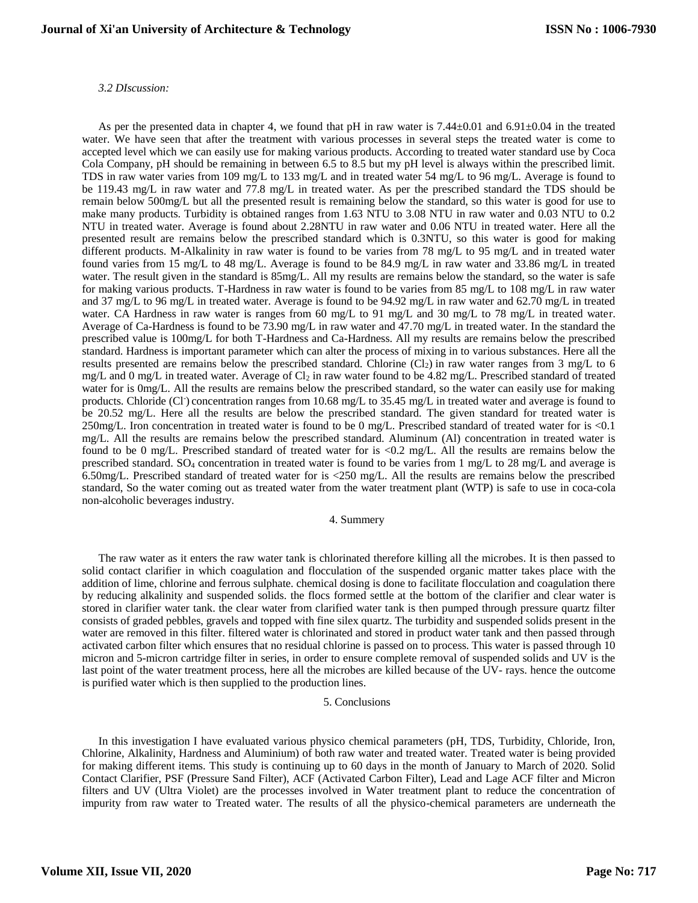### *3.2 DIscussion:*

As per the presented data in chapter 4, we found that pH in raw water is 7.44±0.01 and 6.91±0.04 in the treated water. We have seen that after the treatment with various processes in several steps the treated water is come to accepted level which we can easily use for making various products. According to treated water standard use by Coca Cola Company, pH should be remaining in between 6.5 to 8.5 but my pH level is always within the prescribed limit. TDS in raw water varies from 109 mg/L to 133 mg/L and in treated water 54 mg/L to 96 mg/L. Average is found to be 119.43 mg/L in raw water and 77.8 mg/L in treated water. As per the prescribed standard the TDS should be remain below 500mg/L but all the presented result is remaining below the standard, so this water is good for use to make many products. Turbidity is obtained ranges from 1.63 NTU to 3.08 NTU in raw water and 0.03 NTU to 0.2 NTU in treated water. Average is found about 2.28NTU in raw water and 0.06 NTU in treated water. Here all the presented result are remains below the prescribed standard which is 0.3NTU, so this water is good for making different products. M-Alkalinity in raw water is found to be varies from 78 mg/L to 95 mg/L and in treated water found varies from 15 mg/L to 48 mg/L. Average is found to be 84.9 mg/L in raw water and 33.86 mg/L in treated water. The result given in the standard is 85mg/L. All my results are remains below the standard, so the water is safe for making various products. T-Hardness in raw water is found to be varies from 85 mg/L to 108 mg/L in raw water and 37 mg/L to 96 mg/L in treated water. Average is found to be 94.92 mg/L in raw water and 62.70 mg/L in treated water. CA Hardness in raw water is ranges from 60 mg/L to 91 mg/L and 30 mg/L to 78 mg/L in treated water. Average of Ca-Hardness is found to be 73.90 mg/L in raw water and 47.70 mg/L in treated water. In the standard the prescribed value is 100mg/L for both T-Hardness and Ca-Hardness. All my results are remains below the prescribed standard. Hardness is important parameter which can alter the process of mixing in to various substances. Here all the results presented are remains below the prescribed standard. Chlorine ($Cl_2$) in raw water ranges from 3 mg/L to 6 mg/L and 0 mg/L in treated water. Average of $Cl_2$ in raw water found to be 4.82 mg/L. Prescribed standard of treated water for is 0mg/L. All the results are remains below the prescribed standard, so the water can easily use for making products. Chloride ($Cl^-$) concentration ranges from 10.68 mg/L to 35.45 mg/L in treated water and average is found to be 20.52 mg/L. Here all the results are below the prescribed standard. The given standard for treated water is 250mg/L. Iron concentration in treated water is found to be 0 mg/L. Prescribed standard of treated water for is <0.1 mg/L. All the results are remains below the prescribed standard. Aluminum (Al) concentration in treated water is found to be 0 mg/L. Prescribed standard of treated water for is <0.2 mg/L. All the results are remains below the prescribed standard. $SO_4$ concentration in treated water is found to be varies from 1 mg/L to 28 mg/L and average is 6.50mg/L. Prescribed standard of treated water for is <250 mg/L. All the results are remains below the prescribed standard, So the water coming out as treated water from the water treatment plant (WTP) is safe to use in coca-cola non-alcoholic beverages industry.

## 4. Summery

The raw water as it enters the raw water tank is chlorinated therefore killing all the microbes. It is then passed to solid contact clarifier in which coagulation and flocculation of the suspended organic matter takes place with the addition of lime, chlorine and ferrous sulphate. chemical dosing is done to facilitate flocculation and coagulation there by reducing alkalinity and suspended solids. the flocs formed settle at the bottom of the clarifier and clear water is stored in clarifier water tank. the clear water from clarified water tank is then pumped through pressure quartz filter consists of graded pebbles, gravels and topped with fine silex quartz. The turbidity and suspended solids present in the water are removed in this filter. filtered water is chlorinated and stored in product water tank and then passed through activated carbon filter which ensures that no residual chlorine is passed on to process. This water is passed through 10 micron and 5-micron cartridge filter in series, in order to ensure complete removal of suspended solids and UV is the last point of the water treatment process, here all the microbes are killed because of the UV- rays. hence the outcome is purified water which is then supplied to the production lines.

## 5. Conclusions

In this investigation I have evaluated various physico chemical parameters (pH, TDS, Turbidity, Chloride, Iron, Chlorine, Alkalinity, Hardness and Aluminium) of both raw water and treated water. Treated water is being provided for making different items. This study is continuing up to 60 days in the month of January to March of 2020. Solid Contact Clarifier, PSF (Pressure Sand Filter), ACF (Activated Carbon Filter), Lead and Lage ACF filter and Micron filters and UV (Ultra Violet) are the processes involved in Water treatment plant to reduce the concentration of impurity from raw water to Treated water. The results of all the physico-chemical parameters are underneath the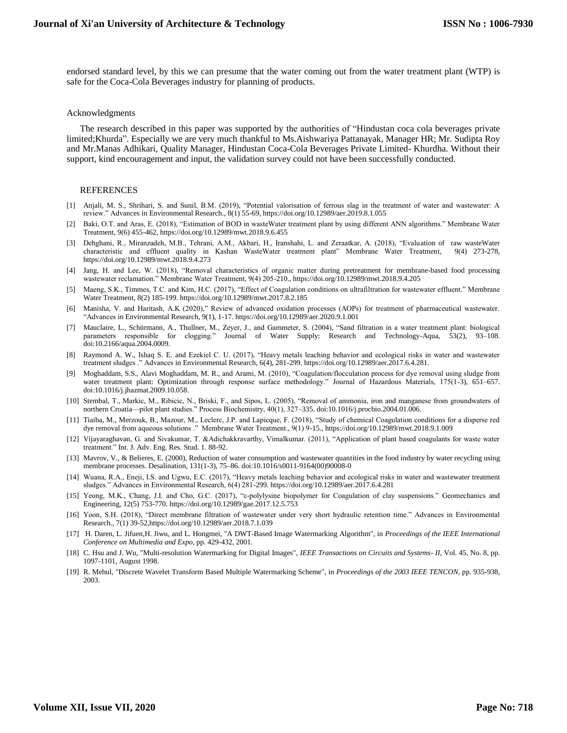endorsed standard level, by this we can presume that the water coming out from the water treatment plant (WTP) is safe for the Coca-Cola Beverages industry for planning of products.

## Acknowledgments

The research described in this paper was supported by the authorities of "Hindustan coca cola beverages private limited;Khurda". Especially we are very much thankful to Ms.Aishwariya Pattanayak, Manager HR; Mr. Sudipta Roy and Mr.Manas Adhikari, Quality Manager, Hindustan Coca-Cola Beverages Private Limited- Khurdha. Without their support, kind encouragement and input, the validation survey could not have been successfully conducted.

## REFERENCES

[1] Anjali, M. S., Shrihari, S. and Sunil, B.M. (2019), "Potential valorisation of ferrous slag in the treatment of water and wastewater: A review." Advances in Environmental Research., 8(1) 55-69, https://doi.org/10.12989/aer.2019.8.1.055

[2] Baki, O.T. and Aras, E. (2018), "Estimation of BOD in wasteWater treatment plant by using different ANN algorithms." Membrane Water Treatment, 9(6) 455-462, https://doi.org/10.12989/mwt.2018.9.6.455

[3] Dehghani, R., Miranzadeh, M.B., Tehrani, A.M., Akbari, H., Iranshahi, L. and Zeraatkar, A. (2018), "Evaluation of raw wasteWater characteristic and effluent quality in Kashan WasteWater treatment plant" Membrane Water Treatment, 9(4) 273-278, https://doi.org/10.12989/mwt.2018.9.4.273

[4] Jang, H. and Lee, W. (2018), "Removal characteristics of organic matter during pretreatment for membrane-based food processing wastewater reclamation." Membrane Water Treatment, 9(4) 205-210., https://doi.org/10.12989/mwt.2018.9.4.205

[5] Maeng, S.K., Timmes, T.C. and Kim, H.C. (2017), "Effect of Coagulation conditions on ultrafiltration for wastewater effluent." Membrane Water Treatment, 8(2) 185-199. https://doi.org/10.12989/mwt.2017.8.2.185

[6] Manisha, V. and Haritash, A.K (2020)," Review of advanced oxidation processes (AOPs) for treatment of pharmaceutical wastewater. "Advances in Environmental Research, 9(1), 1-17. https://doi.org/10.12989/aer.2020.9.1.001

[7] Mauclaire, L., Schürmann, A., Thullner, M., Zeyer, J., and Gammeter, S. (2004), "Sand filtration in a water treatment plant: biological parameters responsible for clogging." Journal of Water Supply: Research and Technology-Aqua, 53(2), 93–108. doi:10.2166/aqua.2004.0009.

[8] Raymond A. W., Ishaq S. E. and Ezekiel C. U. (2017), "Heavy metals leaching behavior and ecological risks in water and wastewater treatment sludges ." Advances in Environmental Research, 6(4), 281-299. https://doi.org/10.12989/aer.2017.6.4.281.

[9] Moghaddam, S.S., Alavi Moghaddam, M. R., and Arami, M. (2010), "Coagulation/flocculation process for dye removal using sludge from water treatment plant: Optimization through response surface methodology." Journal of Hazardous Materials, 175(1-3), 651–657. doi:10.1016/j.jhazmat.2009.10.058.

[10] Stembal, T., Markic, M., Ribicic, N., Briski, F., and Sipos, L. (2005), "Removal of ammonia, iron and manganese from groundwaters of northern Croatia—pilot plant studies." Process Biochemistry, 40(1), 327–335. doi:10.1016/j.procbio.2004.01.006.

[11] Tiaiba, M., Merzouk, B., Mazour, M., Leclerc, J.P. and Lapicque, F. (2018), "Study of chemical Coagulation conditions for a disperse red dye removal from aqueous solutions ." Membrane Water Treatment., 9(1) 9-15., https://doi.org/10.12989/mwt.2018.9.1.009

[12] Vijayaraghavan, G. and Sivakumar, T. &Adichakkravarthy, Vimalkumar. (2011), "Application of plant based coagulants for waste water treatment." Int. J. Adv. Eng. Res. Stud. 1. 88-92.

[13] Mavrov, V., & Belieres, E. (2000), Reduction of water consumption and wastewater quantities in the food industry by water recycling using membrane processes. Desalination, 131(1-3), 75–86. doi:10.1016/s0011-9164(00)90008-0

[14] Wuana, R.A., Eneji, I.S. and Ugwu, E.C. (2017), "Heavy metals leaching behavior and ecological risks in water and wastewater treatment sludges." Advances in Environmental Research, 6(4) 281-299. https://doi.org/10.12989/aer.2017.6.4.281

[15] Yeong, M.K., Chang, J.I. and Cho, G.C. (2017), "ε-polylysine biopolymer for Coagulation of clay suspensions." Geomechanics and Engineering, 12(5) 753-770. https://doi.org/10.12989/gae.2017.12.5.753

[16] Yoon, S.H. (2018), "Direct membrane filtration of wastewater under very short hydraulic retention time." Advances in Environmental Research., 7(1) 39-52,https://doi.org/10.12989/aer.2018.7.1.039

[17] H. Daren, L. Jifuen,H. Jiwu, and L. Hongmei, "A DWT-Based Image Watermarking Algorithm", in *Proceedings of the IEEE International Conference on Multimedia and Expo*, pp. 429-432, 2001.

[18] C. Hsu and J. Wu, "Multi-resolution Watermarking for Digital Images", *IEEE Transactions on Circuits and Systems- II*, Vol. 45, No. 8, pp. 1097-1101, August 1998.

[19] R. Mehul, "Discrete Wavelet Transform Based Multiple Watermarking Scheme", in *Proceedings of the 2003 IEEE TENCON*, pp. 935-938, 2003.